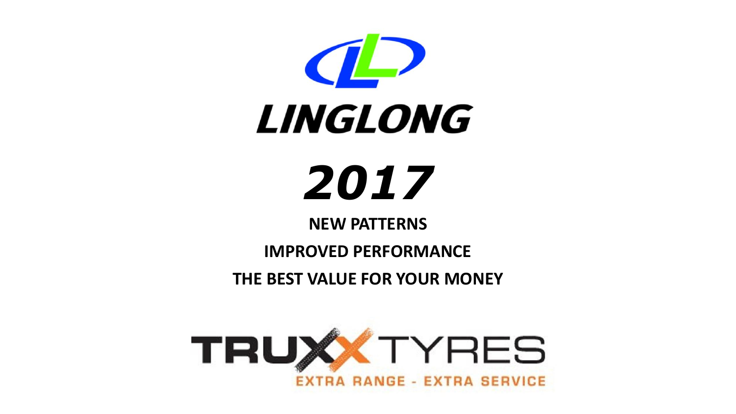# LINGLONG

# *2017*

**NEW PATTERNS**

**IMPROVED PERFORMANCE**

**THE BEST VALUE FOR YOUR MONEY**

TRUXX TYRES

EXTRA RANGE - EXTRA SERVICE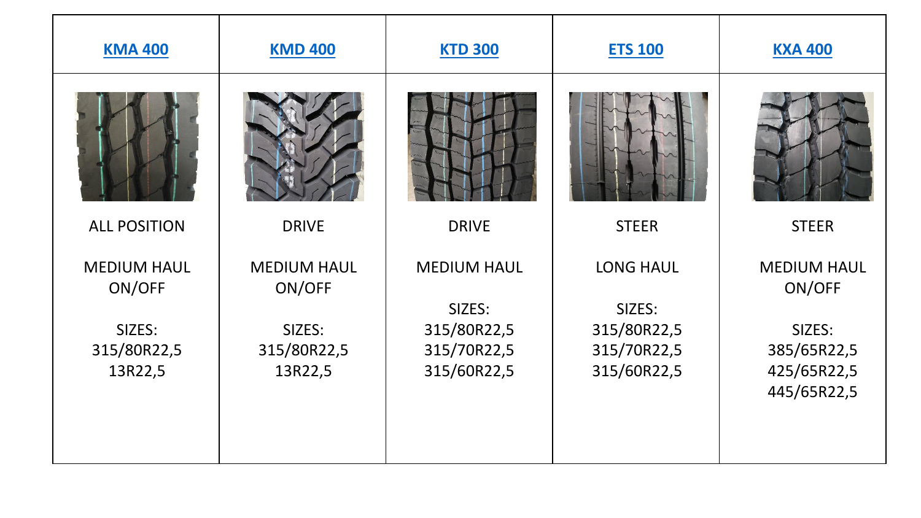| KMA 400 | KMD 400 | KTD 300 | ETS 100 | KXA 400 |
|---|---|---|---|---|
| ALL POSITION<br><br>MEDIUM HAUL<br>ON/OFF<br><br>SIZES:<br>315/80R22,5<br>13R22,5 | DRIVE<br><br>MEDIUM HAUL<br>ON/OFF<br><br>SIZES:<br>315/80R22,5<br>13R22,5 | DRIVE<br><br>MEDIUM HAUL<br><br>SIZES:<br>315/80R22,5<br>315/70R22,5<br>315/60R22,5 | STEER<br><br>LONG HAUL<br><br>SIZES:<br>315/80R22,5<br>315/70R22,5<br>315/60R22,5 | STEER<br><br>MEDIUM HAUL<br>ON/OFF<br><br>SIZES:<br>385/65R22,5<br>425/65R22,5<br>445/65R22,5 |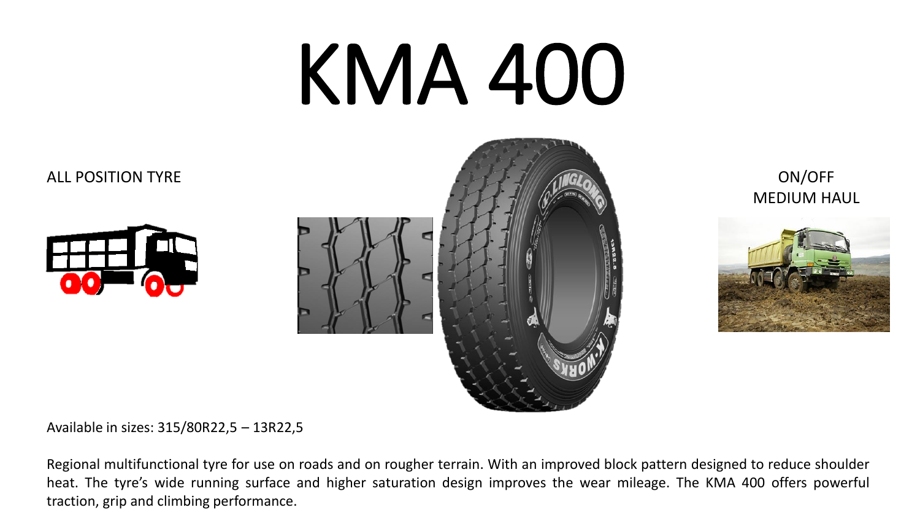# KMA 400

ALL POSITION TYRE

ON/OFF
MEDIUM HAUL

Available in sizes: 315/80R22,5 – 13R22,5

Regional multifunctional tyre for use on roads and on rougher terrain. With an improved block pattern designed to reduce shoulder heat. The tyre's wide running surface and higher saturation design improves the wear mileage. The KMA 400 offers powerful traction, grip and climbing performance.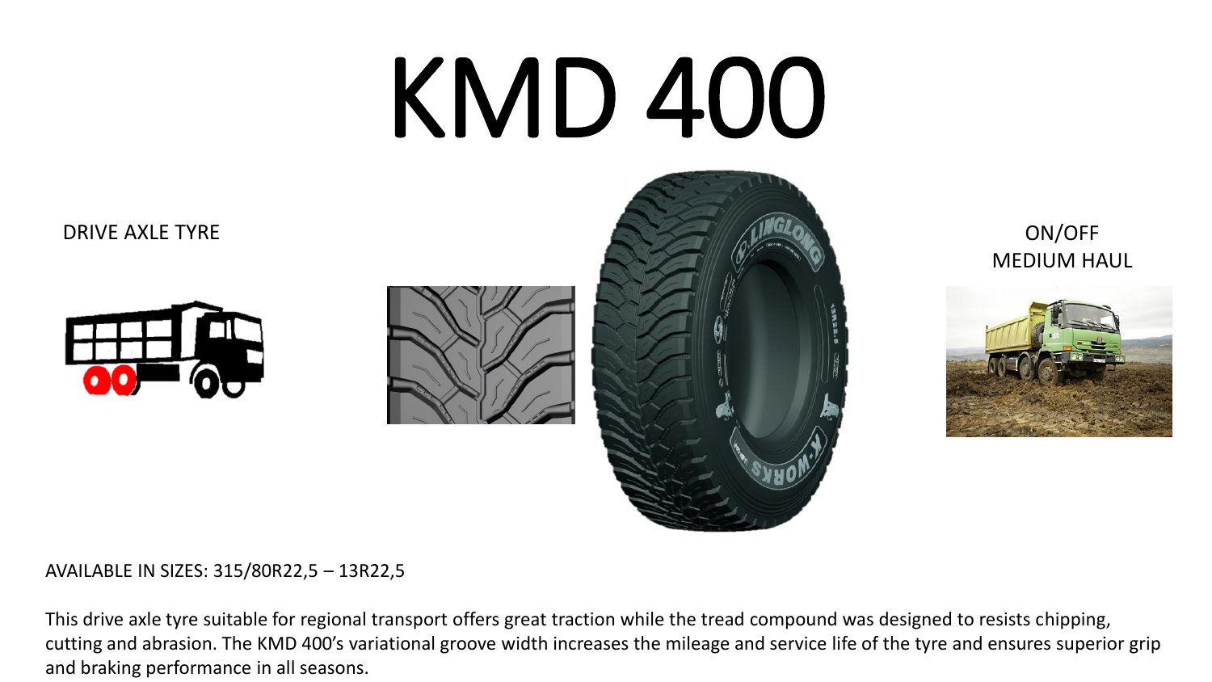# KMD 400

DRIVE AXLE TYRE

ON/OFF
MEDIUM HAUL

AVAILABLE IN SIZES: 315/80R22,5 – 13R22,5

This drive axle tyre suitable for regional transport offers great traction while the tread compound was designed to resists chipping, cutting and abrasion. The KMD 400's variational groove width increases the mileage and service life of the tyre and ensures superior grip and braking performance in all seasons.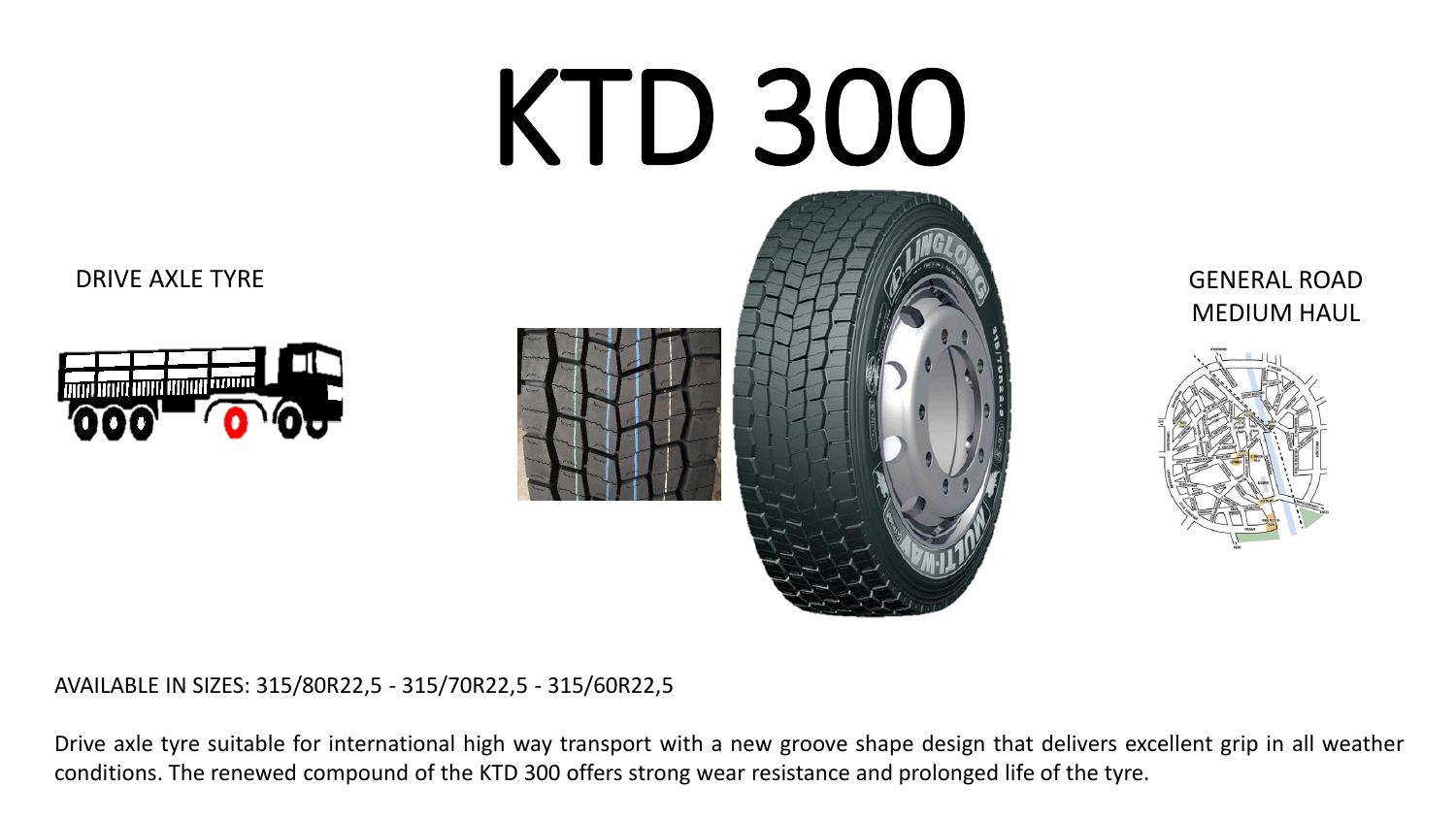# KTD 300

DRIVE AXLE TYRE

GENERAL ROAD
MEDIUM HAUL

AVAILABLE IN SIZES: 315/80R22,5 - 315/70R22,5 - 315/60R22,5

Drive axle tyre suitable for international high way transport with a new groove shape design that delivers excellent grip in all weather conditions. The renewed compound of the KTD 300 offers strong wear resistance and prolonged life of the tyre.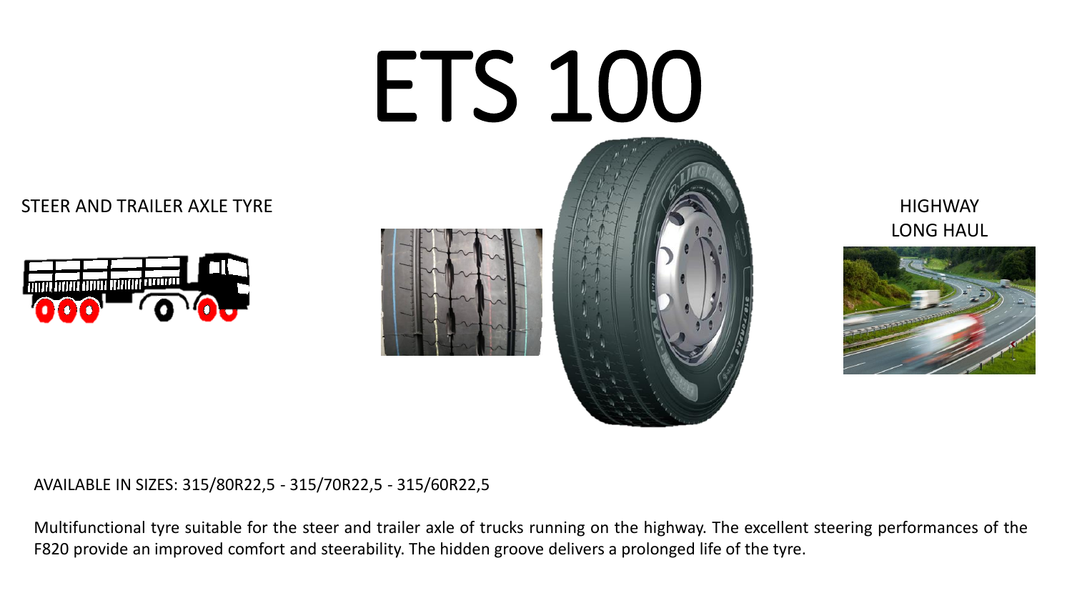# ETS 100

STEER AND TRAILER AXLE TYRE

HIGHWAY
LONG HAUL

AVAILABLE IN SIZES: 315/80R22,5 - 315/70R22,5 - 315/60R22,5

Multifunctional tyre suitable for the steer and trailer axle of trucks running on the highway. The excellent steering performances of the F820 provide an improved comfort and steerability. The hidden groove delivers a prolonged life of the tyre.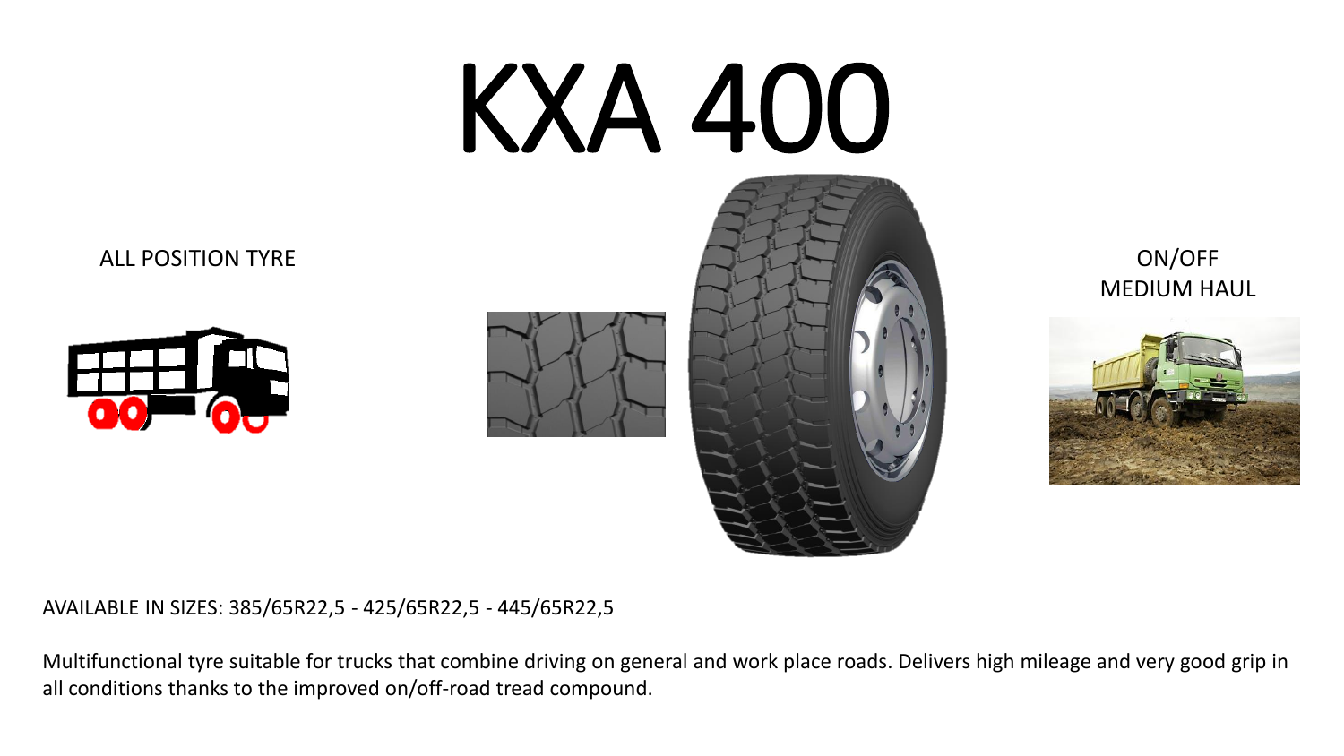# KXA 400

ALL POSITION TYRE

ON/OFF
MEDIUM HAUL

AVAILABLE IN SIZES: 385/65R22,5 - 425/65R22,5 - 445/65R22,5

Multifunctional tyre suitable for trucks that combine driving on general and work place roads. Delivers high mileage and very good grip in all conditions thanks to the improved on/off-road tread compound.